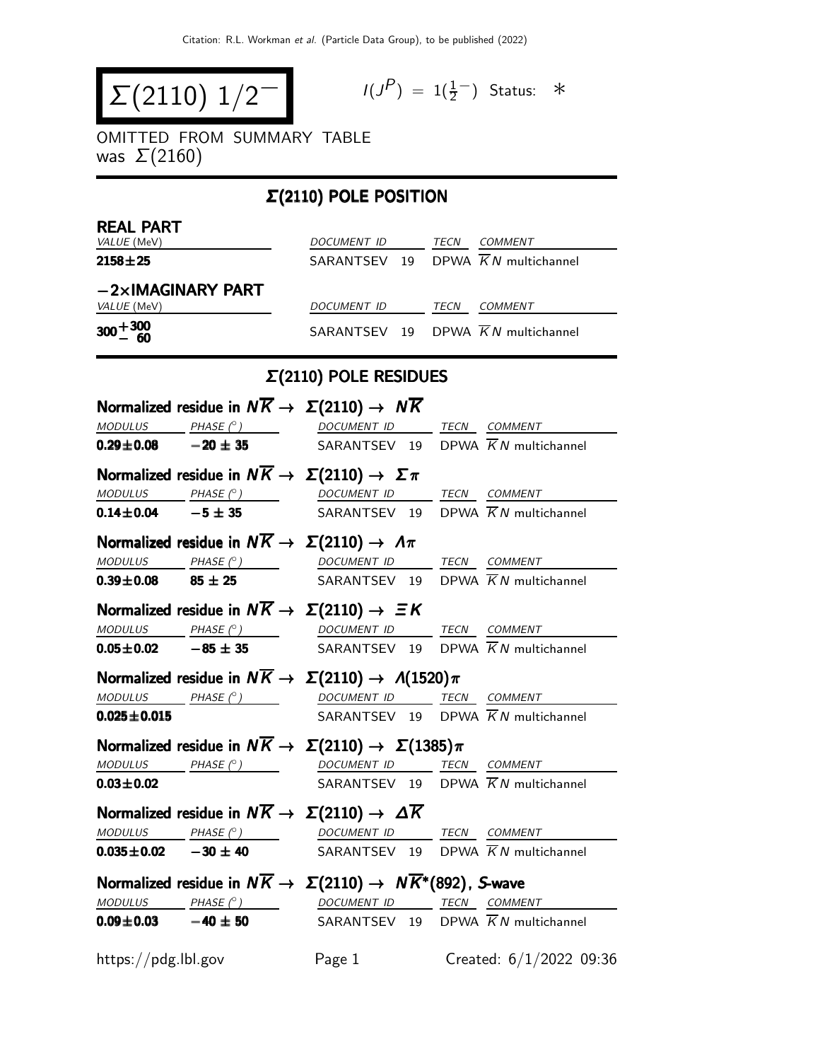# $\Sigma(2110)$ $1/2^-$

$I(J^P) = 1(\frac{1}{2}^-)$ Status: $*$

OMITTED FROM SUMMARY TABLE
was $\Sigma(2160)$

## $\Sigma(2110)$ POLE POSITION

### REAL PART

| VALUE (MeV) | DOCUMENT ID | TECN | COMMENT |
|---|---|---|---|
| **2158±25** | SARANTSEV 19 | DPWA | $\overline{K}N$ multichannel |

### −2×IMAGINARY PART

| VALUE (MeV) | DOCUMENT ID | TECN | COMMENT |
|---|---|---|---|
| $\mathbf{300^{+300}_{-60}}$ | SARANTSEV 19 | DPWA | $\overline{K}N$ multichannel |

## $\Sigma(2110)$ POLE RESIDUES

### Normalized residue in $N\overline{K} \to \Sigma(2110) \to N\overline{K}$

| MODULUS | PHASE (°) | DOCUMENT ID | TECN | COMMENT |
|---|---|---|---|---|
| **0.29±0.08** | **−20 ± 35** | SARANTSEV 19 | DPWA | $\overline{K}N$ multichannel |

### Normalized residue in $N\overline{K} \to \Sigma(2110) \to \Sigma\pi$

| MODULUS | PHASE (°) | DOCUMENT ID | TECN | COMMENT |
|---|---|---|---|---|
| **0.14±0.04** | **−5 ± 35** | SARANTSEV 19 | DPWA | $\overline{K}N$ multichannel |

### Normalized residue in $N\overline{K} \to \Sigma(2110) \to \Lambda\pi$

| MODULUS | PHASE (°) | DOCUMENT ID | TECN | COMMENT |
|---|---|---|---|---|
| **0.39±0.08** | **85 ± 25** | SARANTSEV 19 | DPWA | $\overline{K}N$ multichannel |

### Normalized residue in $N\overline{K} \to \Sigma(2110) \to \Xi K$

| MODULUS | PHASE (°) | DOCUMENT ID | TECN | COMMENT |
|---|---|---|---|---|
| **0.05±0.02** | **−85 ± 35** | SARANTSEV 19 | DPWA | $\overline{K}N$ multichannel |

### Normalized residue in $N\overline{K} \to \Sigma(2110) \to \Lambda(1520)\pi$

| MODULUS | PHASE (°) | DOCUMENT ID | TECN | COMMENT |
|---|---|---|---|---|
| **0.025±0.015** | | SARANTSEV 19 | DPWA | $\overline{K}N$ multichannel |

### Normalized residue in $N\overline{K} \to \Sigma(2110) \to \Sigma(1385)\pi$

| MODULUS | PHASE (°) | DOCUMENT ID | TECN | COMMENT |
|---|---|---|---|---|
| **0.03±0.02** | | SARANTSEV 19 | DPWA | $\overline{K}N$ multichannel |

### Normalized residue in $N\overline{K} \to \Sigma(2110) \to \Delta\overline{K}$

| MODULUS | PHASE (°) | DOCUMENT ID | TECN | COMMENT |
|---|---|---|---|---|
| **0.035±0.02** | **−30 ± 40** | SARANTSEV 19 | DPWA | $\overline{K}N$ multichannel |

### Normalized residue in $N\overline{K} \to \Sigma(2110) \to N\overline{K}^*(892)$, S-wave

| MODULUS | PHASE (°) | DOCUMENT ID | TECN | COMMENT |
|---|---|---|---|---|
| **0.09±0.03** | **−40 ± 50** | SARANTSEV 19 | DPWA | $\overline{K}N$ multichannel |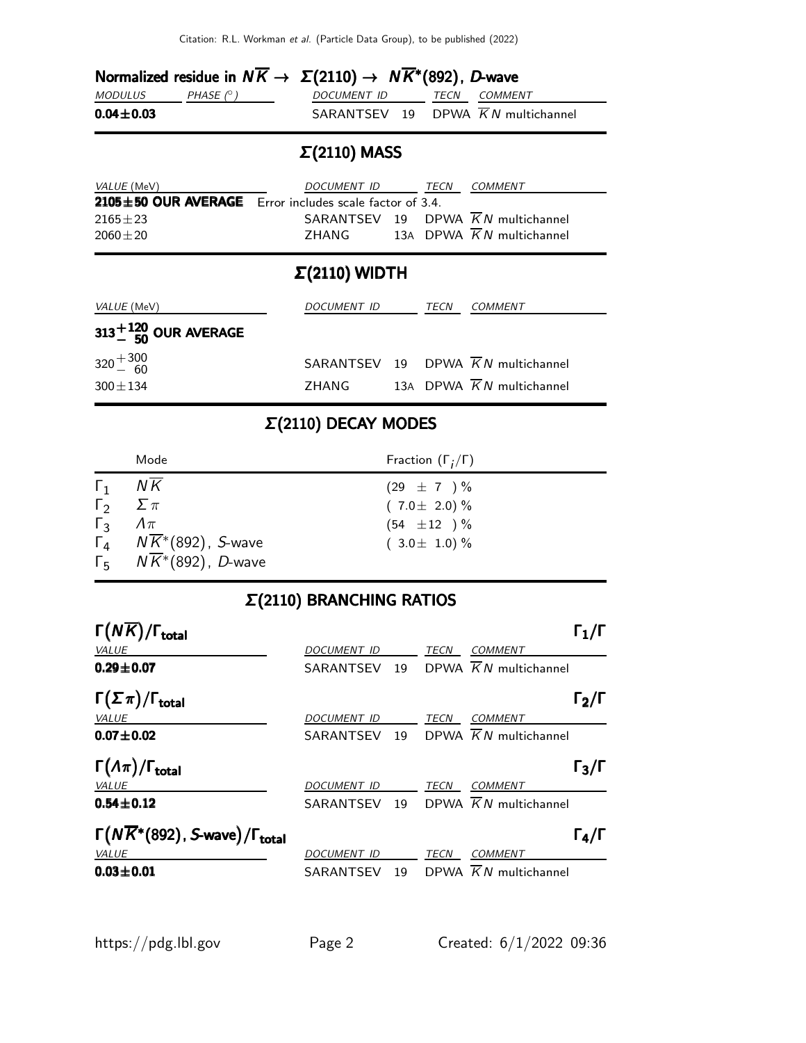### Normalized residue in $N\overline{K} \to \Sigma(2110) \to N\overline{K}^*(892)$, *D*-wave

| *MODULUS* | *PHASE* (°) | *DOCUMENT ID* | *TECN* | *COMMENT* |
|---|---|---|---|---|
| **0.04±0.03** | | SARANTSEV 19 | DPWA | $\overline{K}N$ multichannel |

## Σ(2110) MASS

| *VALUE* (MeV) | *DOCUMENT ID* | *TECN* | *COMMENT* |
|---|---|---|---|
| **2105±50 OUR AVERAGE** | Error includes scale factor of 3.4. | | |
| 2165±23 | SARANTSEV 19 | DPWA | $\overline{K}N$ multichannel |
| 2060±20 | ZHANG 13A | DPWA | $\overline{K}N$ multichannel |

## Σ(2110) WIDTH

| *VALUE* (MeV) | *DOCUMENT ID* | *TECN* | *COMMENT* |
|---|---|---|---|
| **$313^{+120}_{-50}$ OUR AVERAGE** | | | |
| $320^{+300}_{-60}$ | SARANTSEV 19 | DPWA | $\overline{K}N$ multichannel |
| 300±134 | ZHANG 13A | DPWA | $\overline{K}N$ multichannel |

## Σ(2110) DECAY MODES

| | Mode | Fraction ($\Gamma_i/\Gamma$) |
|---|---|---|
| $\Gamma_1$ | $N\overline{K}$ | (29 ± 7 ) % |
| $\Gamma_2$ | $\Sigma\pi$ | ( 7.0± 2.0) % |
| $\Gamma_3$ | $\Lambda\pi$ | (54 ±12 ) % |
| $\Gamma_4$ | $N\overline{K}^*(892)$, *S*-wave | ( 3.0± 1.0) % |
| $\Gamma_5$ | $N\overline{K}^*(892)$, *D*-wave | |

## Σ(2110) BRANCHING RATIOS

### $\Gamma(N\overline{K})/\Gamma_{\text{total}}$ $\qquad \Gamma_1/\Gamma$

| *VALUE* | *DOCUMENT ID* | *TECN* | *COMMENT* |
|---|---|---|---|
| **0.29±0.07** | SARANTSEV 19 | DPWA | $\overline{K}N$ multichannel |

### $\Gamma(\Sigma\pi)/\Gamma_{\text{total}}$ $\qquad \Gamma_2/\Gamma$

| *VALUE* | *DOCUMENT ID* | *TECN* | *COMMENT* |
|---|---|---|---|
| **0.07±0.02** | SARANTSEV 19 | DPWA | $\overline{K}N$ multichannel |

### $\Gamma(\Lambda\pi)/\Gamma_{\text{total}}$ $\qquad \Gamma_3/\Gamma$

| *VALUE* | *DOCUMENT ID* | *TECN* | *COMMENT* |
|---|---|---|---|
| **0.54±0.12** | SARANTSEV 19 | DPWA | $\overline{K}N$ multichannel |

### $\Gamma(N\overline{K}^*(892)$, *S*-wave$)/\Gamma_{\text{total}}$ $\qquad \Gamma_4/\Gamma$

| *VALUE* | *DOCUMENT ID* | *TECN* | *COMMENT* |
|---|---|---|---|
| **0.03±0.01** | SARANTSEV 19 | DPWA | $\overline{K}N$ multichannel |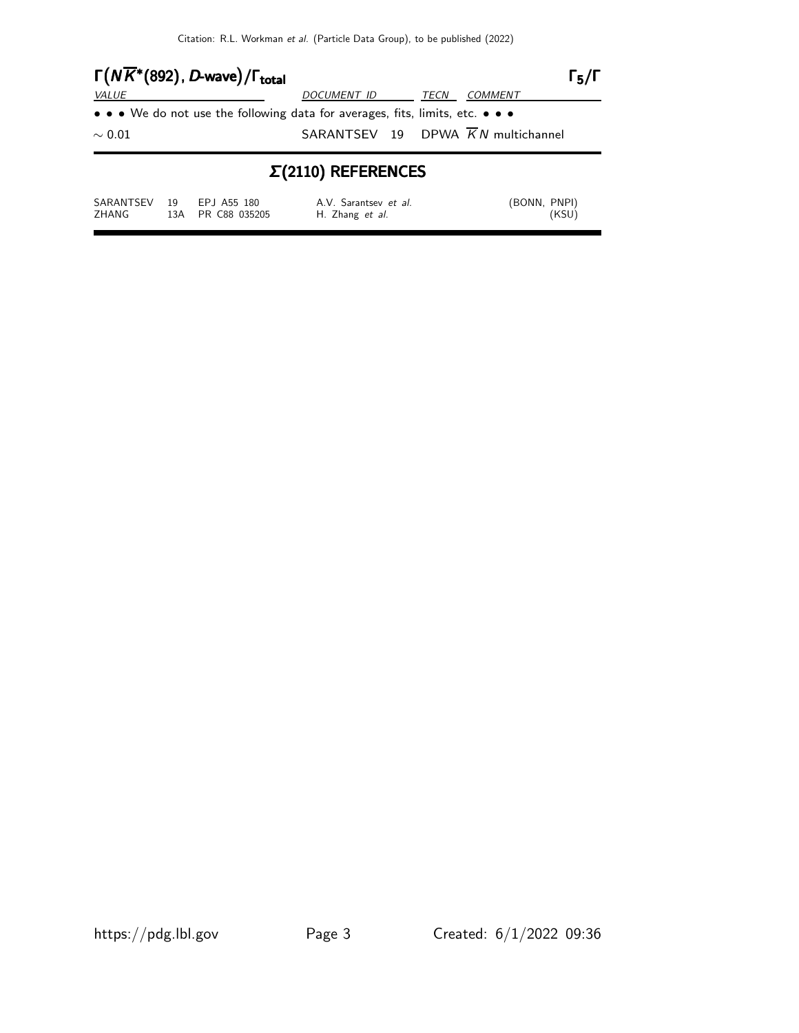### $\Gamma(N\overline{K}^*(892), D\text{-wave})/\Gamma_{\text{total}}$ $\qquad\qquad\qquad\qquad\qquad\qquad\qquad\qquad$ $\Gamma_5/\Gamma$

| VALUE | DOCUMENT ID | | TECN | COMMENT |
|---|---|---|---|---|
| • • • We do not use the following data for averages, fits, limits, etc. • • • | | | | |
| $\sim 0.01$ | SARANTSEV | 19 | DPWA | $\overline{K}N$ multichannel |

## $\Sigma$(2110) REFERENCES

| | | | | |
|---|---|---|---|---|
| SARANTSEV | 19 | EPJ A55 180 | A.V. Sarantsev *et al.* | (BONN, PNPI) |
| ZHANG | 13A | PR C88 035205 | H. Zhang *et al.* | (KSU) |